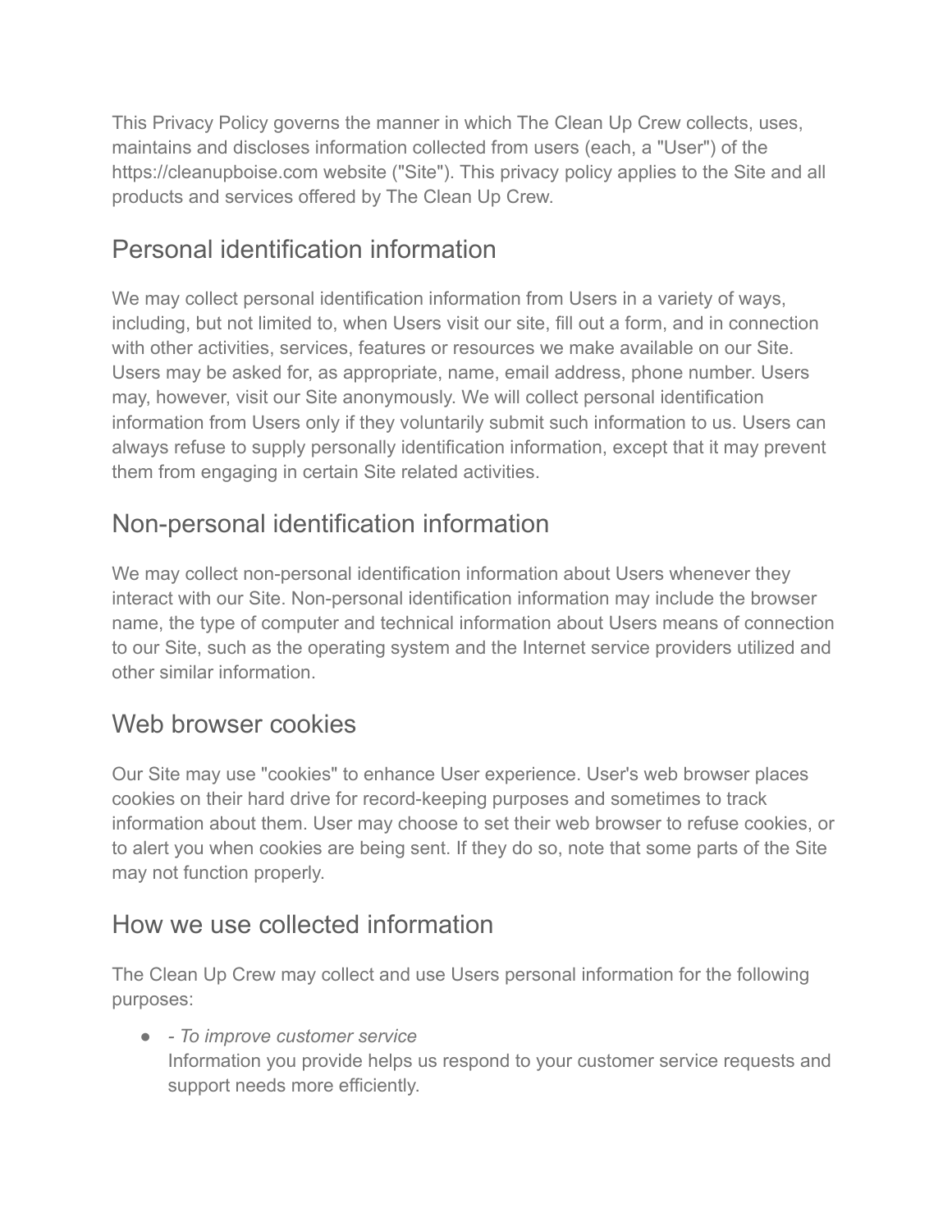This Privacy Policy governs the manner in which The Clean Up Crew collects, uses, maintains and discloses information collected from users (each, a "User") of the https://cleanupboise.com website ("Site"). This privacy policy applies to the Site and all products and services offered by The Clean Up Crew.

## Personal identification information

We may collect personal identification information from Users in a variety of ways, including, but not limited to, when Users visit our site, fill out a form, and in connection with other activities, services, features or resources we make available on our Site. Users may be asked for, as appropriate, name, email address, phone number. Users may, however, visit our Site anonymously. We will collect personal identification information from Users only if they voluntarily submit such information to us. Users can always refuse to supply personally identification information, except that it may prevent them from engaging in certain Site related activities.

## Non-personal identification information

We may collect non-personal identification information about Users whenever they interact with our Site. Non-personal identification information may include the browser name, the type of computer and technical information about Users means of connection to our Site, such as the operating system and the Internet service providers utilized and other similar information.

## Web browser cookies

Our Site may use "cookies" to enhance User experience. User's web browser places cookies on their hard drive for record-keeping purposes and sometimes to track information about them. User may choose to set their web browser to refuse cookies, or to alert you when cookies are being sent. If they do so, note that some parts of the Site may not function properly.

## How we use collected information

The Clean Up Crew may collect and use Users personal information for the following purposes:

- *- To improve customer service*
  Information you provide helps us respond to your customer service requests and support needs more efficiently.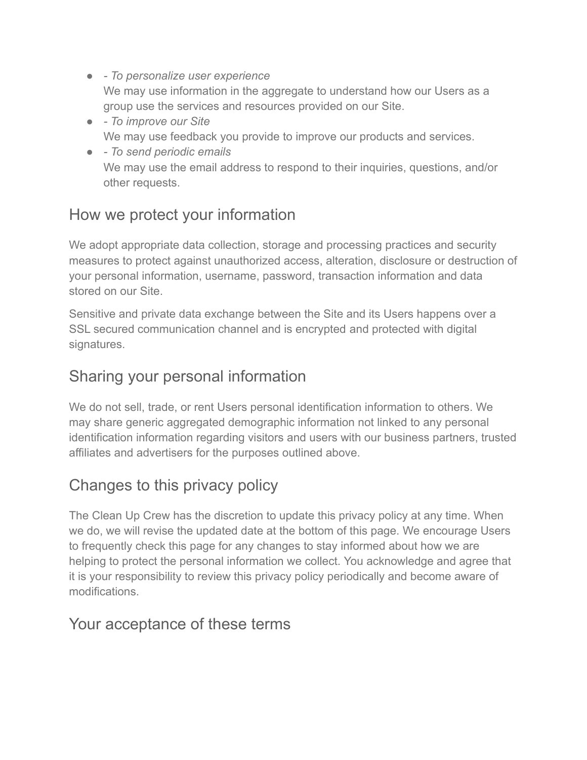- *- To personalize user experience*
  We may use information in the aggregate to understand how our Users as a group use the services and resources provided on our Site.
- *- To improve our Site*
  We may use feedback you provide to improve our products and services.
- *- To send periodic emails*
  We may use the email address to respond to their inquiries, questions, and/or other requests.

## How we protect your information

We adopt appropriate data collection, storage and processing practices and security measures to protect against unauthorized access, alteration, disclosure or destruction of your personal information, username, password, transaction information and data stored on our Site.

Sensitive and private data exchange between the Site and its Users happens over a SSL secured communication channel and is encrypted and protected with digital signatures.

## Sharing your personal information

We do not sell, trade, or rent Users personal identification information to others. We may share generic aggregated demographic information not linked to any personal identification information regarding visitors and users with our business partners, trusted affiliates and advertisers for the purposes outlined above.

## Changes to this privacy policy

The Clean Up Crew has the discretion to update this privacy policy at any time. When we do, we will revise the updated date at the bottom of this page. We encourage Users to frequently check this page for any changes to stay informed about how we are helping to protect the personal information we collect. You acknowledge and agree that it is your responsibility to review this privacy policy periodically and become aware of modifications.

## Your acceptance of these terms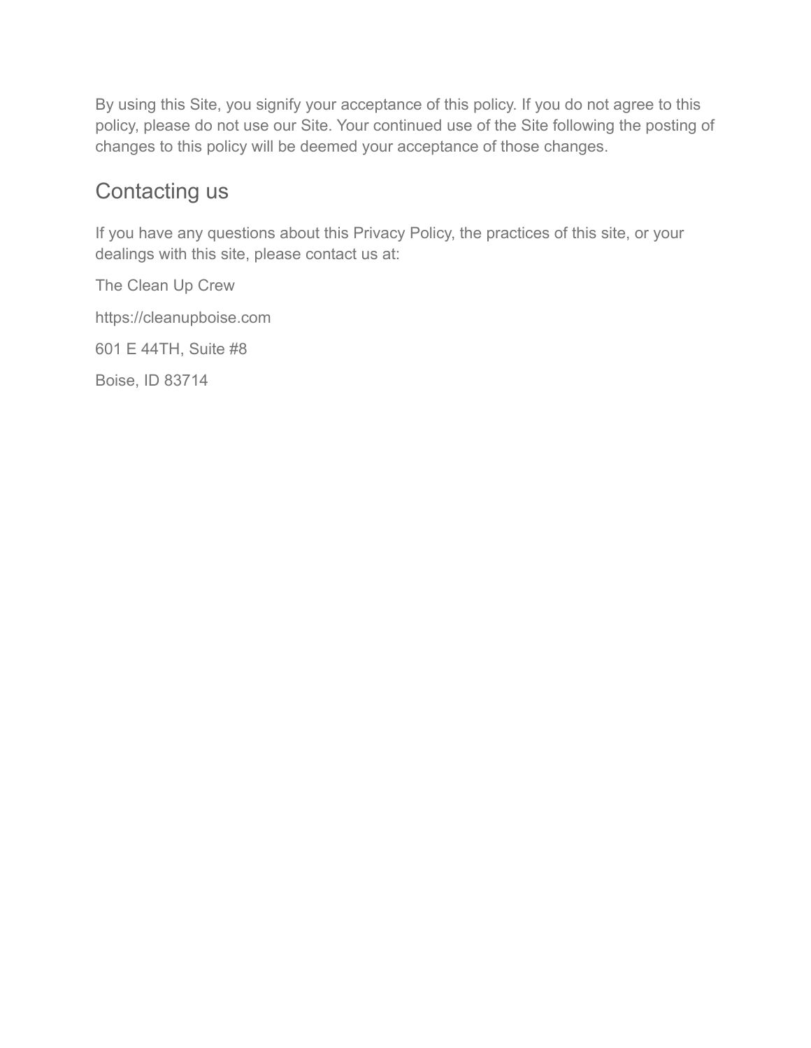By using this Site, you signify your acceptance of this policy. If you do not agree to this policy, please do not use our Site. Your continued use of the Site following the posting of changes to this policy will be deemed your acceptance of those changes.

## Contacting us

If you have any questions about this Privacy Policy, the practices of this site, or your dealings with this site, please contact us at:

The Clean Up Crew

https://cleanupboise.com

601 E 44TH, Suite #8

Boise, ID 83714